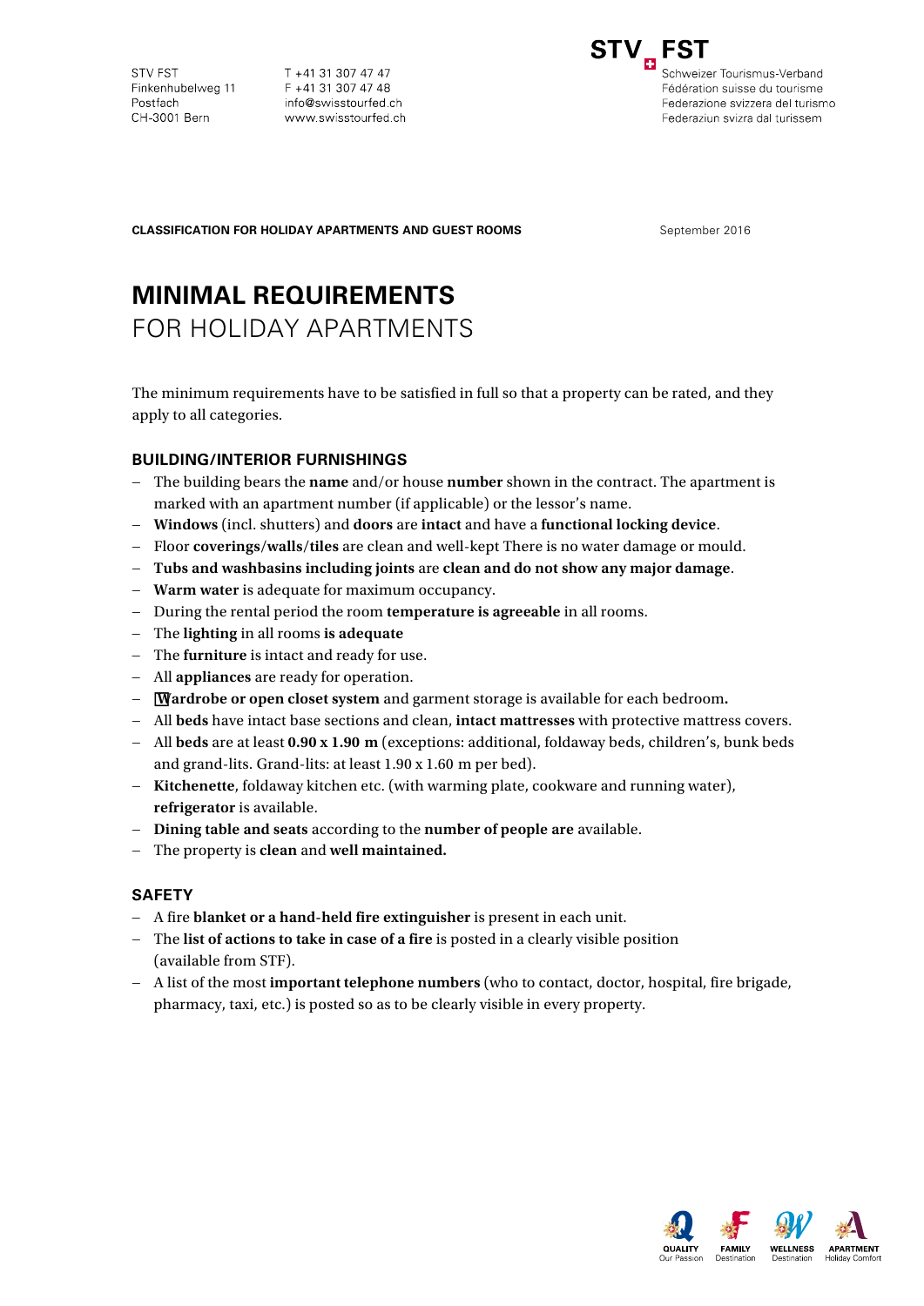STV FST
Finkenhubelweg 11
Postfach
CH-3001 Bern

T +41 31 307 47 47
F +41 31 307 47 48
info@swisstourfed.ch
www.swisstourfed.ch

**STV FST**
Schweizer Tourismus-Verband
Fédération suisse du tourisme
Federazione svizzera del turismo
Federaziun svizra dal turissem

**CLASSIFICATION FOR HOLIDAY APARTMENTS AND GUEST ROOMS**

September 2016

# MINIMAL REQUIREMENTS
## FOR HOLIDAY APARTMENTS

The minimum requirements have to be satisfied in full so that a property can be rated, and they apply to all categories.

### BUILDING/INTERIOR FURNISHINGS

- The building bears the **name** and/or house **number** shown in the contract. The apartment is marked with an apartment number (if applicable) or the lessor's name.
- **Windows** (incl. shutters) and **doors** are **intact** and have a **functional locking device**.
- Floor **coverings/walls/tiles** are clean and well-kept There is no water damage or mould.
- **Tubs and washbasins including joints** are **clean and do not show any major damage**.
- **Warm water** is adequate for maximum occupancy.
- During the rental period the room **temperature is agreeable** in all rooms.
- The **lighting** in all rooms **is adequate**
- The **furniture** is intact and ready for use.
- All **appliances** are ready for operation.
- **Wardrobe or open closet system** and garment storage is available for each bedroom**.**
- All **beds** have intact base sections and clean, **intact mattresses** with protective mattress covers.
- All **beds** are at least **0.90 x 1.90 m** (exceptions: additional, foldaway beds, children's, bunk beds and grand-lits. Grand-lits: at least 1.90 x 1.60 m per bed).
- **Kitchenette**, foldaway kitchen etc. (with warming plate, cookware and running water), **refrigerator** is available.
- **Dining table and seats** according to the **number of people are** available.
- The property is **clean** and **well maintained.**

### SAFETY

- A fire **blanket or a hand-held fire extinguisher** is present in each unit.
- The **list of actions to take in case of a fire** is posted in a clearly visible position (available from STF).
- A list of the most **important telephone numbers** (who to contact, doctor, hospital, fire brigade, pharmacy, taxi, etc.) is posted so as to be clearly visible in every property.

QUALITY Our Passion | FAMILY Destination | WELLNESS Destination | APARTMENT Holiday Comfort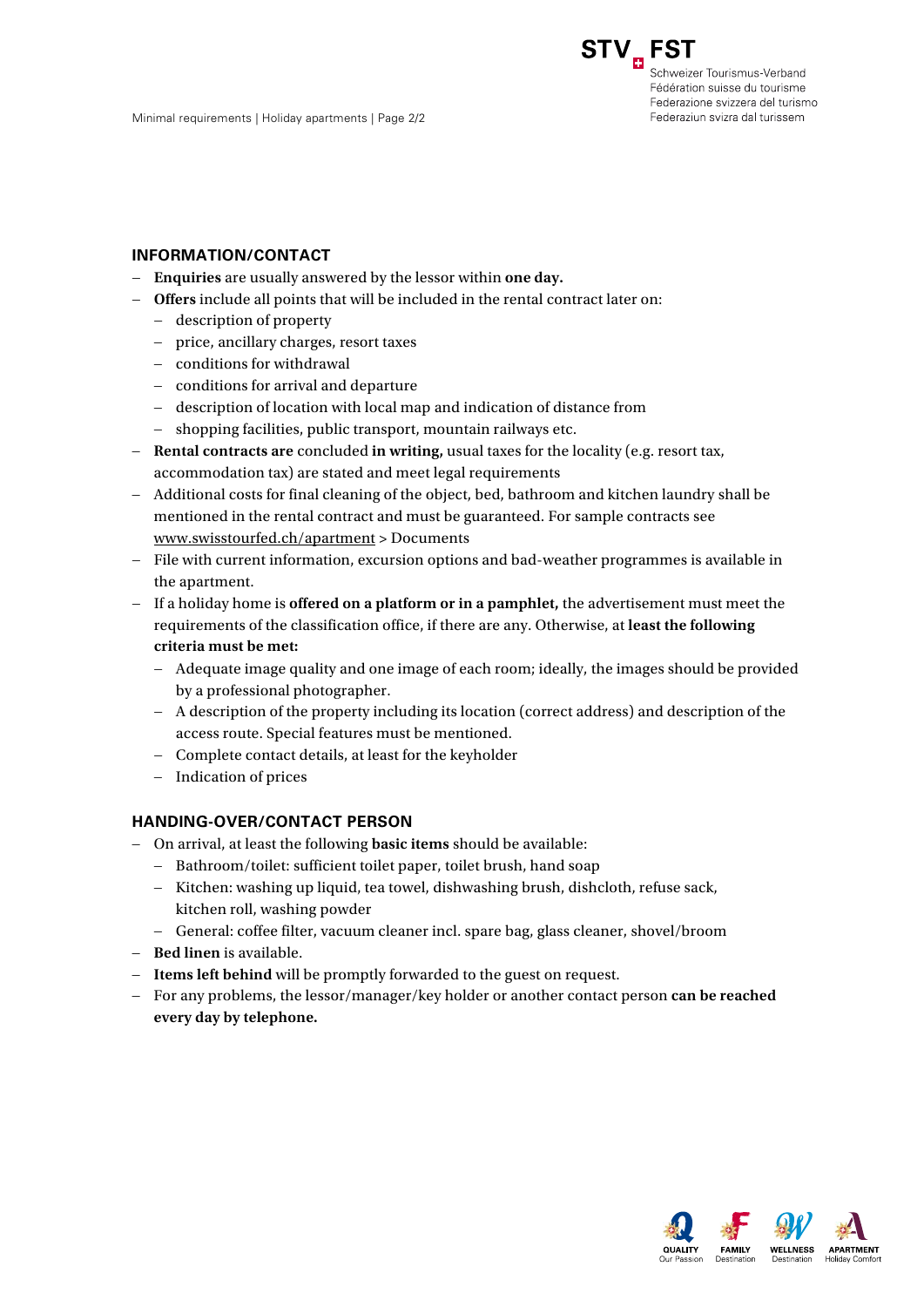## INFORMATION/CONTACT

- **Enquiries** are usually answered by the lessor within **one day.**
- **Offers** include all points that will be included in the rental contract later on:
  - description of property
  - price, ancillary charges, resort taxes
  - conditions for withdrawal
  - conditions for arrival and departure
  - description of location with local map and indication of distance from
  - shopping facilities, public transport, mountain railways etc.
- **Rental contracts are** concluded **in writing,** usual taxes for the locality (e.g. resort tax, accommodation tax) are stated and meet legal requirements
- Additional costs for final cleaning of the object, bed, bathroom and kitchen laundry shall be mentioned in the rental contract and must be guaranteed. For sample contracts see www.swisstourfed.ch/apartment > Documents
- File with current information, excursion options and bad-weather programmes is available in the apartment.
- If a holiday home is **offered on a platform or in a pamphlet,** the advertisement must meet the requirements of the classification office, if there are any. Otherwise, at **least the following criteria must be met:**
  - Adequate image quality and one image of each room; ideally, the images should be provided by a professional photographer.
  - A description of the property including its location (correct address) and description of the access route. Special features must be mentioned.
  - Complete contact details, at least for the keyholder
  - Indication of prices

## HANDING-OVER/CONTACT PERSON

- On arrival, at least the following **basic items** should be available:
  - Bathroom/toilet: sufficient toilet paper, toilet brush, hand soap
  - Kitchen: washing up liquid, tea towel, dishwashing brush, dishcloth, refuse sack, kitchen roll, washing powder
  - General: coffee filter, vacuum cleaner incl. spare bag, glass cleaner, shovel/broom
- **Bed linen** is available.
- **Items left behind** will be promptly forwarded to the guest on request.
- For any problems, the lessor/manager/key holder or another contact person **can be reached every day by telephone.**